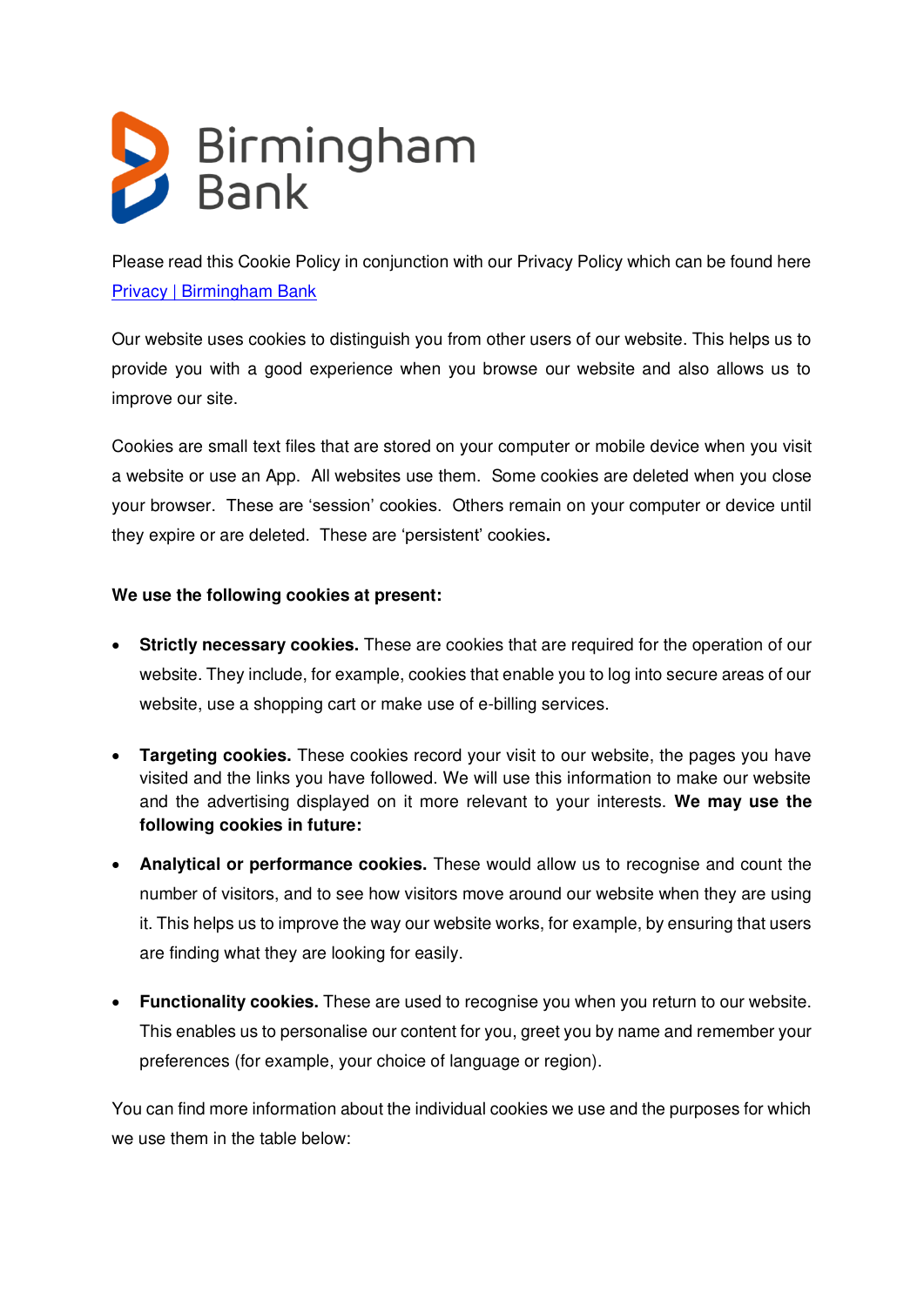Birmingham Bank

Please read this Cookie Policy in conjunction with our Privacy Policy which can be found here [Privacy | Birmingham Bank]

Our website uses cookies to distinguish you from other users of our website. This helps us to provide you with a good experience when you browse our website and also allows us to improve our site.

Cookies are small text files that are stored on your computer or mobile device when you visit a website or use an App. All websites use them. Some cookies are deleted when you close your browser. These are 'session' cookies. Others remain on your computer or device until they expire or are deleted. These are 'persistent' cookies.

**We use the following cookies at present:**

- **Strictly necessary cookies.** These are cookies that are required for the operation of our website. They include, for example, cookies that enable you to log into secure areas of our website, use a shopping cart or make use of e-billing services.

- **Targeting cookies.** These cookies record your visit to our website, the pages you have visited and the links you have followed. We will use this information to make our website and the advertising displayed on it more relevant to your interests. **We may use the following cookies in future:**

- **Analytical or performance cookies.** These would allow us to recognise and count the number of visitors, and to see how visitors move around our website when they are using it. This helps us to improve the way our website works, for example, by ensuring that users are finding what they are looking for easily.

- **Functionality cookies.** These are used to recognise you when you return to our website. This enables us to personalise our content for you, greet you by name and remember your preferences (for example, your choice of language or region).

You can find more information about the individual cookies we use and the purposes for which we use them in the table below: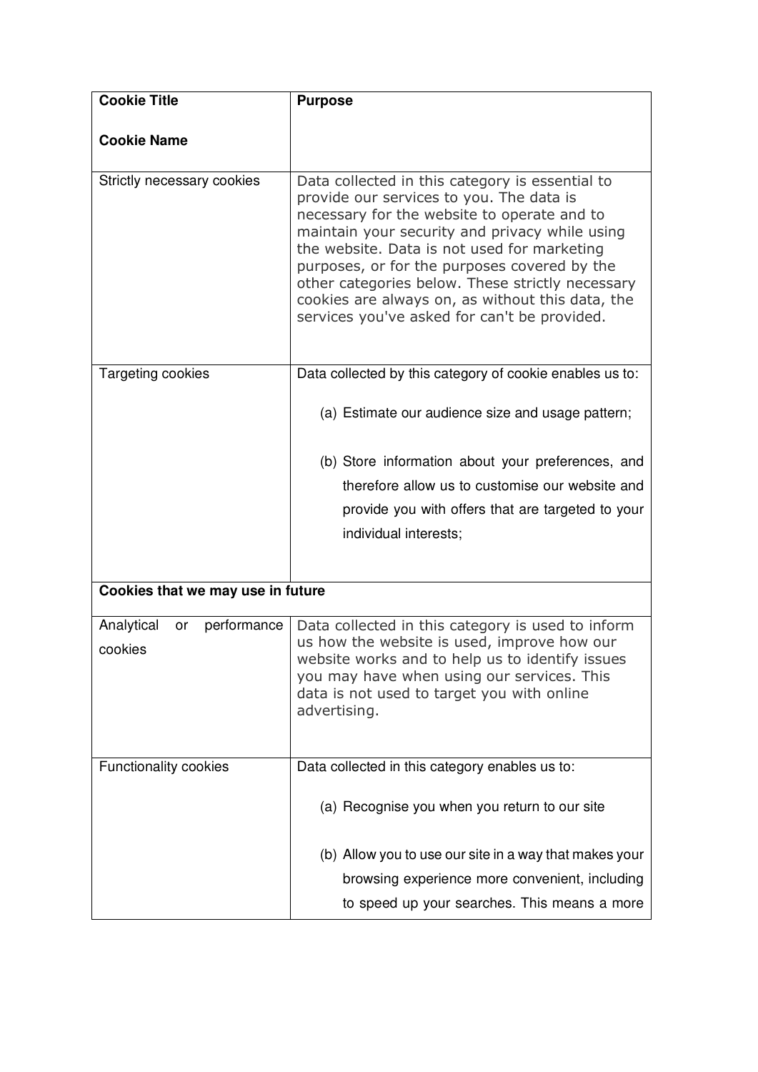| Cookie Title<br><br>Cookie Name | Purpose |
|---|---|
| Strictly necessary cookies | Data collected in this category is essential to provide our services to you. The data is necessary for the website to operate and to maintain your security and privacy while using the website. Data is not used for marketing purposes, or for the purposes covered by the other categories below. These strictly necessary cookies are always on, as without this data, the services you've asked for can't be provided. |
| Targeting cookies | Data collected by this category of cookie enables us to:<br><br>(a) Estimate our audience size and usage pattern;<br><br>(b) Store information about your preferences, and therefore allow us to customise our website and provide you with offers that are targeted to your individual interests; |
| **Cookies that we may use in future** | |
| Analytical or performance cookies | Data collected in this category is used to inform us how the website is used, improve how our website works and to help us to identify issues you may have when using our services. This data is not used to target you with online advertising. |
| Functionality cookies | Data collected in this category enables us to:<br><br>(a) Recognise you when you return to our site<br><br>(b) Allow you to use our site in a way that makes your browsing experience more convenient, including to speed up your searches. This means a more |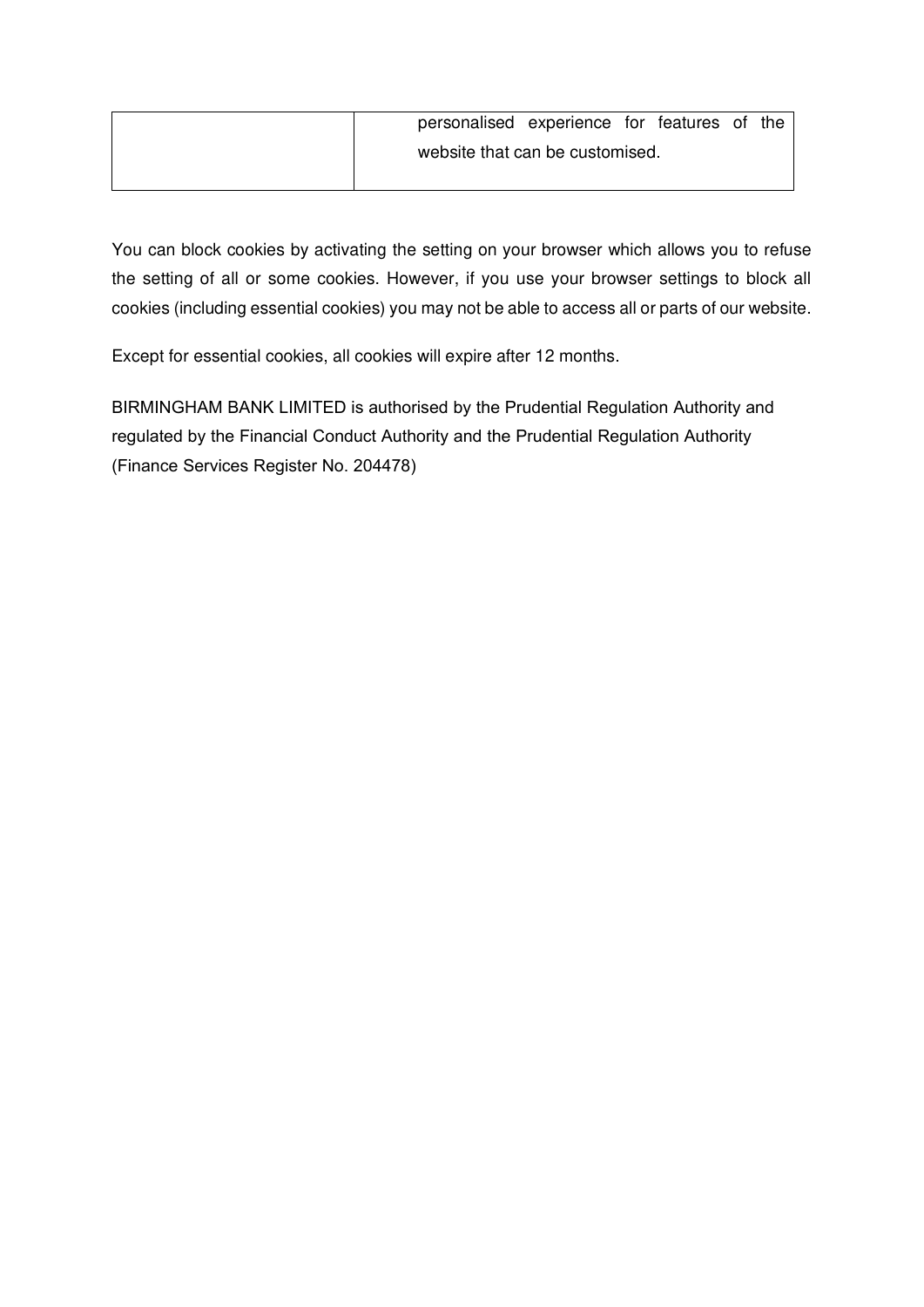| | |
|---|---|
| | personalised experience for features of the website that can be customised. |

You can block cookies by activating the setting on your browser which allows you to refuse the setting of all or some cookies. However, if you use your browser settings to block all cookies (including essential cookies) you may not be able to access all or parts of our website.

Except for essential cookies, all cookies will expire after 12 months.

BIRMINGHAM BANK LIMITED is authorised by the Prudential Regulation Authority and regulated by the Financial Conduct Authority and the Prudential Regulation Authority (Finance Services Register No. 204478)